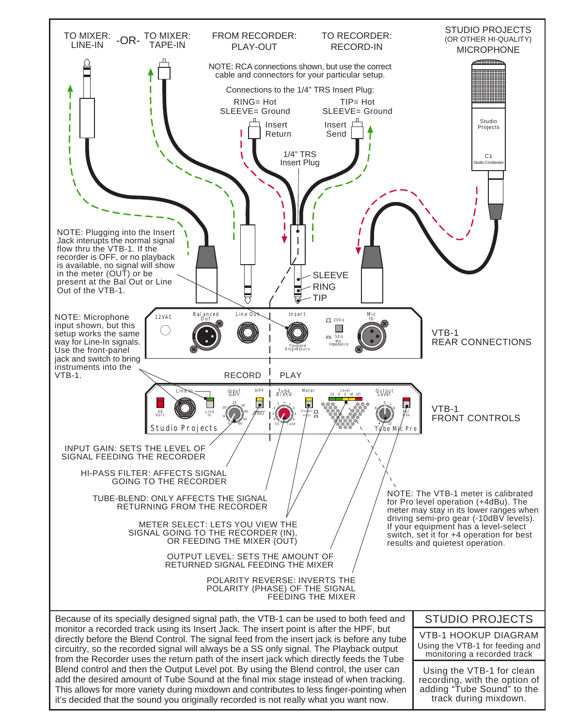TO MIXER: LINE-IN -OR- TO MIXER: TAPE-IN

FROM RECORDER: PLAY-OUT

TO RECORDER: RECORD-IN

STUDIO PROJECTS (OR OTHER HI-QUALITY) MICROPHONE

NOTE: RCA connections shown, but use the correct cable and connectors for your particular setup.

Connections to the 1/4" TRS Insert Plug:

RING= Hot
SLEEVE= Ground

TIP= Hot
SLEEVE= Ground

Insert Return

Insert Send

1/4" TRS Insert Plug

SLEEVE
RING
TIP

NOTE: Plugging into the Insert Jack interupts the normal signal flow thru the VTB-1. If the recorder is OFF, or no playback is available, no signal will show in the meter (OUT) or be present at the Bal Out or Line Out of the VTB-1.

NOTE: Microphone input shown, but this setup works the same way for Line-In signals. Use the front-panel jack and switch to bring instruments into the VTB-1.

VTB-1
REAR CONNECTIONS

RECORD | PLAY

VTB-1
FRONT CONTROLS

INPUT GAIN: SETS THE LEVEL OF SIGNAL FEEDING THE RECORDER

HI-PASS FILTER: AFFECTS SIGNAL GOING TO THE RECORDER

TUBE-BLEND: ONLY AFFECTS THE SIGNAL RETURNING FROM THE RECORDER

METER SELECT: LETS YOU VIEW THE SIGNAL GOING TO THE RECORDER (IN), OR FEEDING THE MIXER (OUT)

OUTPUT LEVEL: SETS THE AMOUNT OF RETURNED SIGNAL FEEDING THE MIXER

POLARITY REVERSE: INVERTS THE POLARITY (PHASE) OF THE SIGNAL FEEDING THE MIXER

NOTE: The VTB-1 meter is calibrated for Pro level operation (+4dBu). The meter may stay in its lower ranges when driving semi-pro gear (-10dBV levels). If your equipment has a level-select switch, set it for +4 operation for best results and quietest operation.

Because of its specially designed signal path, the VTB-1 can be used to both feed and monitor a recorded track using its Insert Jack. The insert point is after the HPF, but directly before the Blend Control. The signal feed from the insert jack is before any tube circuitry, so the recorded signal will always be a SS only signal. The Playback output from the Recorder uses the return path of the insert jack which directly feeds the Tube Blend control and then the Output Level pot. By using the Blend control, the user can add the desired amount of Tube Sound at the final mix stage instead of when tracking. This allows for more variety during mixdown and contributes to less finger-pointing when it's decided that the sound you originally recorded is not really what you want now.

## STUDIO PROJECTS

### VTB-1 HOOKUP DIAGRAM

Using the VTB-1 for feeding and monitoring a recorded track

Using the VTB-1 for clean recording, with the option of adding "Tube Sound" to the track during mixdown.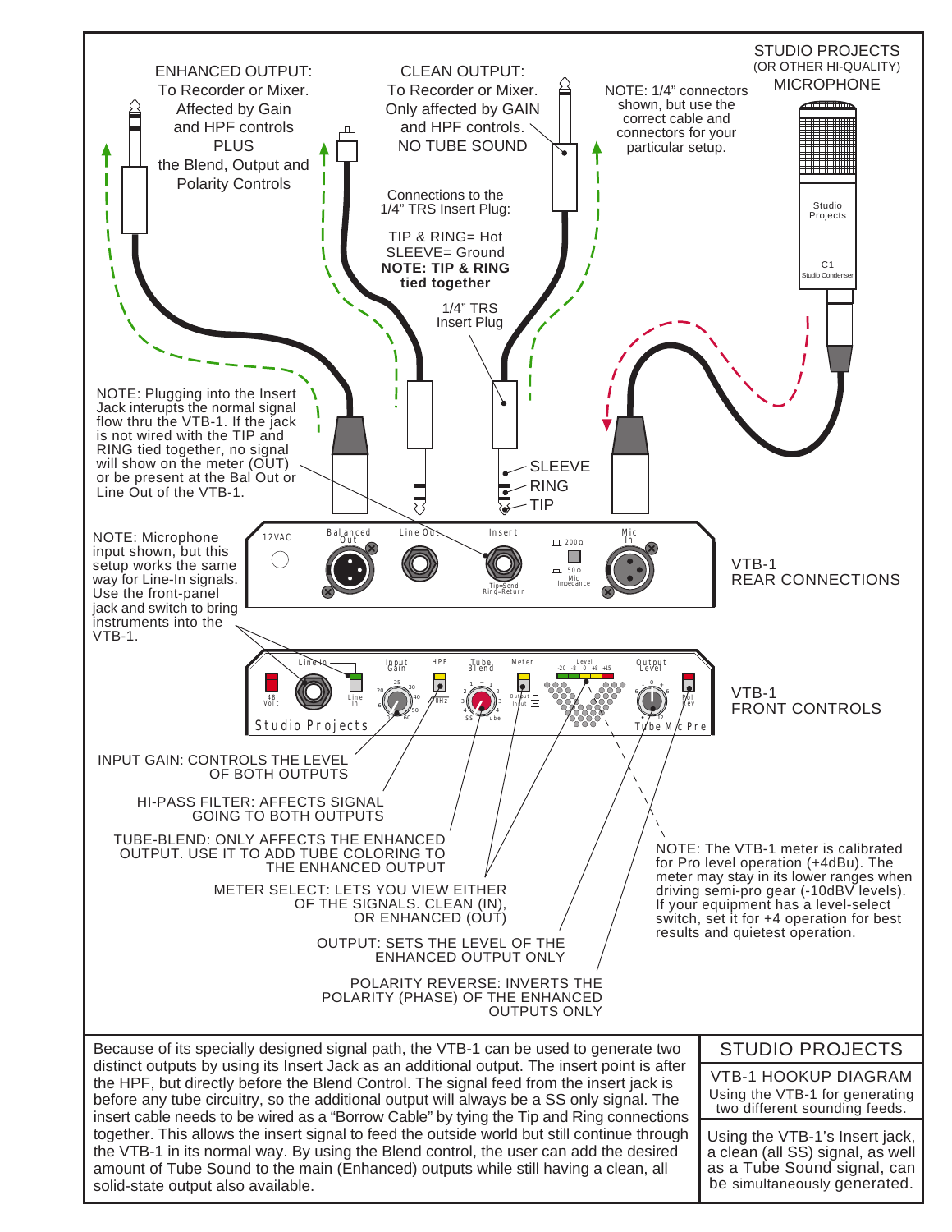ENHANCED OUTPUT: To Recorder or Mixer. Affected by Gain and HPF controls PLUS the Blend, Output and Polarity Controls

CLEAN OUTPUT: To Recorder or Mixer. Only affected by GAIN and HPF controls. NO TUBE SOUND

NOTE: 1/4" connectors shown, but use the correct cable and connectors for your particular setup.

STUDIO PROJECTS (OR OTHER HI-QUALITY) MICROPHONE

Connections to the 1/4" TRS Insert Plug:

TIP & RING= Hot
SLEEVE= Ground
**NOTE: TIP & RING tied together**

1/4" TRS Insert Plug

SLEEVE
RING
TIP

NOTE: Plugging into the Insert Jack interupts the normal signal flow thru the VTB-1. If the jack is not wired with the TIP and RING tied together, no signal will show on the meter (OUT) or be present at the Bal Out or Line Out of the VTB-1.

NOTE: Microphone input shown, but this setup works the same way for Line-In signals. Use the front-panel jack and switch to bring instruments into the VTB-1.

VTB-1 REAR CONNECTIONS

VTB-1 FRONT CONTROLS

INPUT GAIN: CONTROLS THE LEVEL OF BOTH OUTPUTS

HI-PASS FILTER: AFFECTS SIGNAL GOING TO BOTH OUTPUTS

TUBE-BLEND: ONLY AFFECTS THE ENHANCED OUTPUT. USE IT TO ADD TUBE COLORING TO THE ENHANCED OUTPUT

METER SELECT: LETS YOU VIEW EITHER OF THE SIGNALS. CLEAN (IN), OR ENHANCED (OUT)

OUTPUT: SETS THE LEVEL OF THE ENHANCED OUTPUT ONLY

POLARITY REVERSE: INVERTS THE POLARITY (PHASE) OF THE ENHANCED OUTPUTS ONLY

NOTE: The VTB-1 meter is calibrated for Pro level operation (+4dBu). The meter may stay in its lower ranges when driving semi-pro gear (-10dBV levels). If your equipment has a level-select switch, set it for +4 operation for best results and quietest operation.

Because of its specially designed signal path, the VTB-1 can be used to generate two distinct outputs by using its Insert Jack as an additional output. The insert point is after the HPF, but directly before the Blend Control. The signal feed from the insert jack is before any tube circuitry, so the additional output will always be a SS only signal. The insert cable needs to be wired as a "Borrow Cable" by tying the Tip and Ring connections together. This allows the insert signal to feed the outside world but still continue through the VTB-1 in its normal way. By using the Blend control, the user can add the desired amount of Tube Sound to the main (Enhanced) outputs while still having a clean, all solid-state output also available.

## STUDIO PROJECTS

### VTB-1 HOOKUP DIAGRAM

Using the VTB-1 for generating two different sounding feeds.

Using the VTB-1's Insert jack, a clean (all SS) signal, as well as a Tube Sound signal, can be simultaneously generated.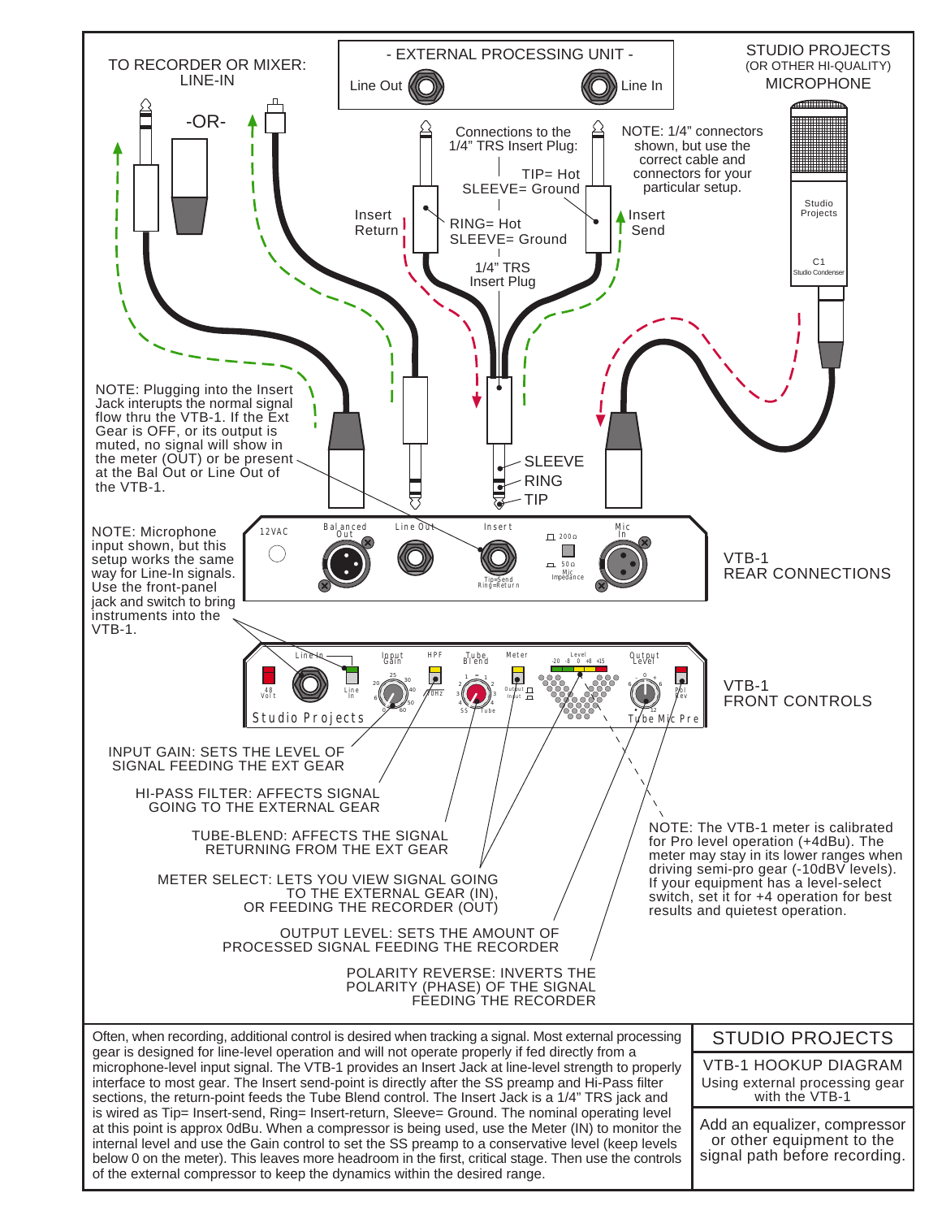TO RECORDER OR MIXER: LINE-IN

-OR-

- EXTERNAL PROCESSING UNIT -

Line Out

Line In

STUDIO PROJECTS (OR OTHER HI-QUALITY) MICROPHONE

Connections to the 1/4" TRS Insert Plug:

TIP= Hot
SLEEVE= Ground

RING= Hot
SLEEVE= Ground

1/4" TRS Insert Plug

Insert Return

Insert Send

NOTE: 1/4" connectors shown, but use the correct cable and connectors for your particular setup.

Studio Projects

C1
Studio Condenser

NOTE: Plugging into the Insert Jack interupts the normal signal flow thru the VTB-1. If the Ext Gear is OFF, or its output is muted, no signal will show in the meter (OUT) or be present at the Bal Out or Line Out of the VTB-1.

SLEEVE
RING
TIP

NOTE: Microphone input shown, but this setup works the same way for Line-In signals. Use the front-panel jack and switch to bring instruments into the VTB-1.

12VAC | Balanced Out | Line Out | Insert (Tip=Send Ring=Return) | 200Ω / 50Ω Mic Impedance | Mic In

VTB-1
REAR CONNECTIONS

48 Volt | Line In | Line In | Input Gain | HPF 70Hz | Tube Blend (SS, Tube) | Meter (Output, Input) | Level -20 -8 0 +8 +15 | Output Level | Pol Rev

Studio Projects | Tube Mic Pre

VTB-1
FRONT CONTROLS

INPUT GAIN: SETS THE LEVEL OF SIGNAL FEEDING THE EXT GEAR

HI-PASS FILTER: AFFECTS SIGNAL GOING TO THE EXTERNAL GEAR

TUBE-BLEND: AFFECTS THE SIGNAL RETURNING FROM THE EXT GEAR

METER SELECT: LETS YOU VIEW SIGNAL GOING TO THE EXTERNAL GEAR (IN), OR FEEDING THE RECORDER (OUT)

OUTPUT LEVEL: SETS THE AMOUNT OF PROCESSED SIGNAL FEEDING THE RECORDER

POLARITY REVERSE: INVERTS THE POLARITY (PHASE) OF THE SIGNAL FEEDING THE RECORDER

NOTE: The VTB-1 meter is calibrated for Pro level operation (+4dBu). The meter may stay in its lower ranges when driving semi-pro gear (-10dBV levels). If your equipment has a level-select switch, set it for +4 operation for best results and quietest operation.

Often, when recording, additional control is desired when tracking a signal. Most external processing gear is designed for line-level operation and will not operate properly if fed directly from a microphone-level input signal. The VTB-1 provides an Insert Jack at line-level strength to properly interface to most gear. The Insert send-point is directly after the SS preamp and Hi-Pass filter sections, the return-point feeds the Tube Blend control. The Insert Jack is a 1/4" TRS jack and is wired as Tip= Insert-send, Ring= Insert-return, Sleeve= Ground. The nominal operating level at this point is approx 0dBu. When a compressor is being used, use the Meter (IN) to monitor the internal level and use the Gain control to set the SS preamp to a conservative level (keep levels below 0 on the meter). This leaves more headroom in the first, critical stage. Then use the controls of the external compressor to keep the dynamics within the desired range.

STUDIO PROJECTS

VTB-1 HOOKUP DIAGRAM
Using external processing gear with the VTB-1

Add an equalizer, compressor or other equipment to the signal path before recording.